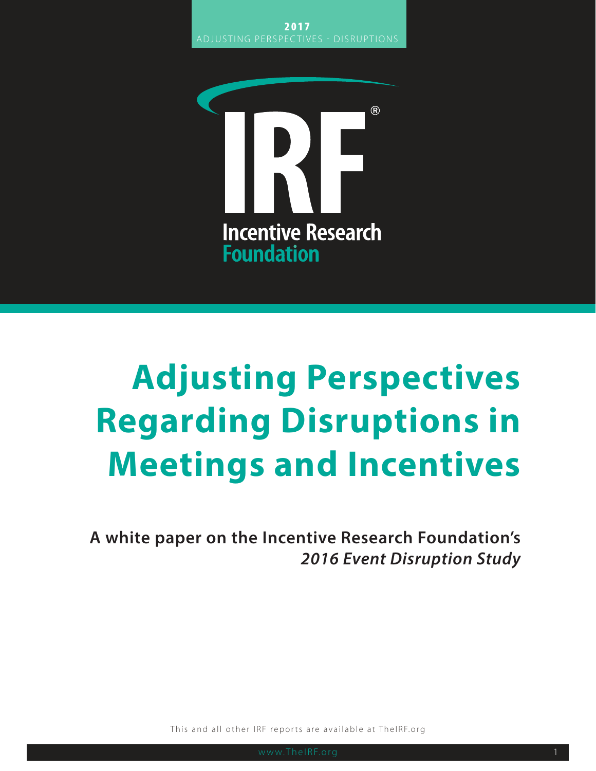**2017**
ADJUSTING PERSPECTIVES - DISRUPTIONS

IRF®
Incentive Research
Foundation

# Adjusting Perspectives Regarding Disruptions in Meetings and Incentives

**A white paper on the Incentive Research Foundation's *2016 Event Disruption Study***

This and all other IRF reports are available at TheIRF.org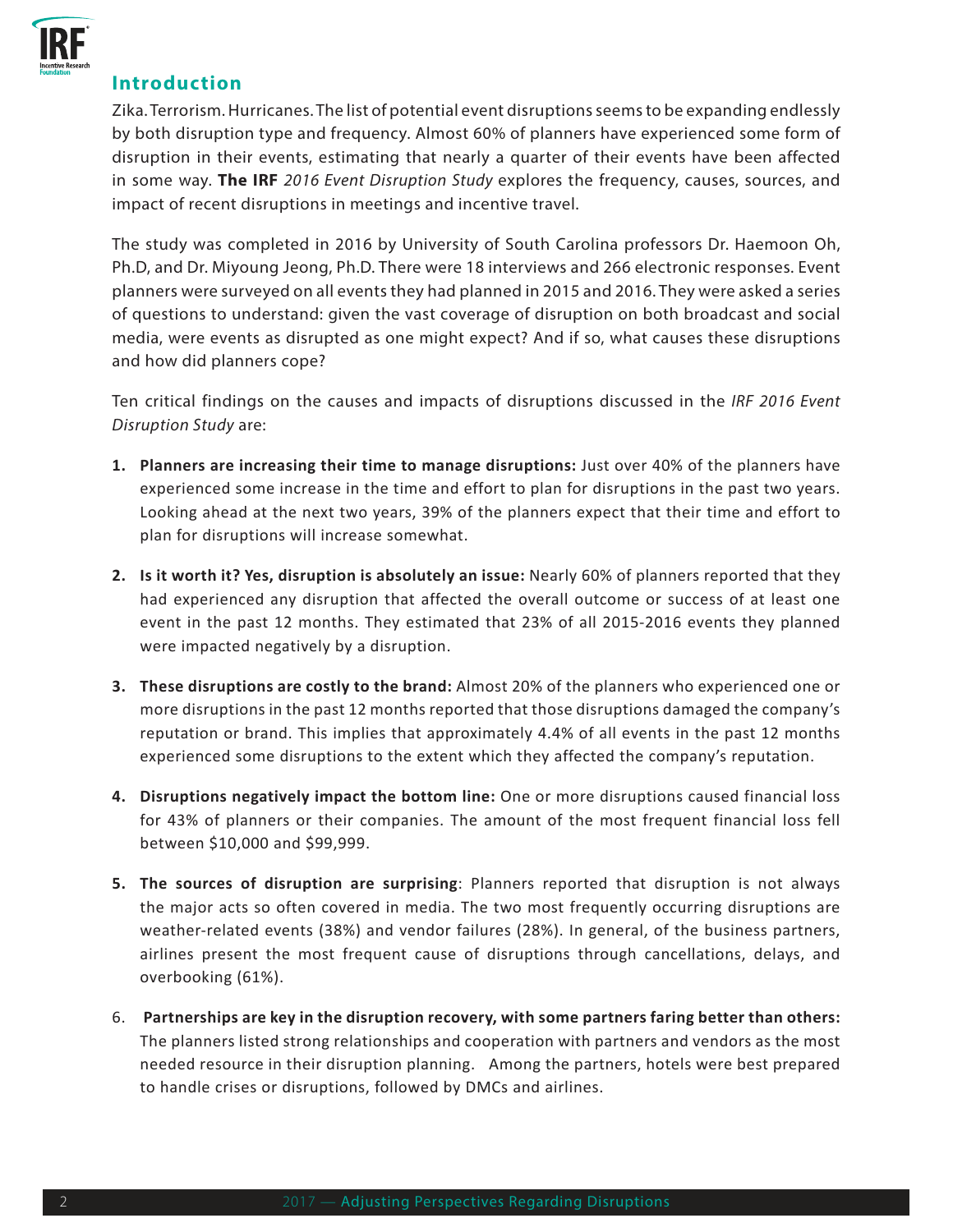## Introduction

Zika. Terrorism. Hurricanes. The list of potential event disruptions seems to be expanding endlessly by both disruption type and frequency. Almost 60% of planners have experienced some form of disruption in their events, estimating that nearly a quarter of their events have been affected in some way. **The IRF** *2016 Event Disruption Study* explores the frequency, causes, sources, and impact of recent disruptions in meetings and incentive travel.

The study was completed in 2016 by University of South Carolina professors Dr. Haemoon Oh, Ph.D, and Dr. Miyoung Jeong, Ph.D. There were 18 interviews and 266 electronic responses. Event planners were surveyed on all events they had planned in 2015 and 2016. They were asked a series of questions to understand: given the vast coverage of disruption on both broadcast and social media, were events as disrupted as one might expect? And if so, what causes these disruptions and how did planners cope?

Ten critical findings on the causes and impacts of disruptions discussed in the *IRF 2016 Event Disruption Study* are:

1. **Planners are increasing their time to manage disruptions:** Just over 40% of the planners have experienced some increase in the time and effort to plan for disruptions in the past two years. Looking ahead at the next two years, 39% of the planners expect that their time and effort to plan for disruptions will increase somewhat.

2. **Is it worth it? Yes, disruption is absolutely an issue:** Nearly 60% of planners reported that they had experienced any disruption that affected the overall outcome or success of at least one event in the past 12 months. They estimated that 23% of all 2015-2016 events they planned were impacted negatively by a disruption.

3. **These disruptions are costly to the brand:** Almost 20% of the planners who experienced one or more disruptions in the past 12 months reported that those disruptions damaged the company's reputation or brand. This implies that approximately 4.4% of all events in the past 12 months experienced some disruptions to the extent which they affected the company's reputation.

4. **Disruptions negatively impact the bottom line:** One or more disruptions caused financial loss for 43% of planners or their companies. The amount of the most frequent financial loss fell between $10,000 and $99,999.

5. **The sources of disruption are surprising**: Planners reported that disruption is not always the major acts so often covered in media. The two most frequently occurring disruptions are weather-related events (38%) and vendor failures (28%). In general, of the business partners, airlines present the most frequent cause of disruptions through cancellations, delays, and overbooking (61%).

6. **Partnerships are key in the disruption recovery, with some partners faring better than others:** The planners listed strong relationships and cooperation with partners and vendors as the most needed resource in their disruption planning. Among the partners, hotels were best prepared to handle crises or disruptions, followed by DMCs and airlines.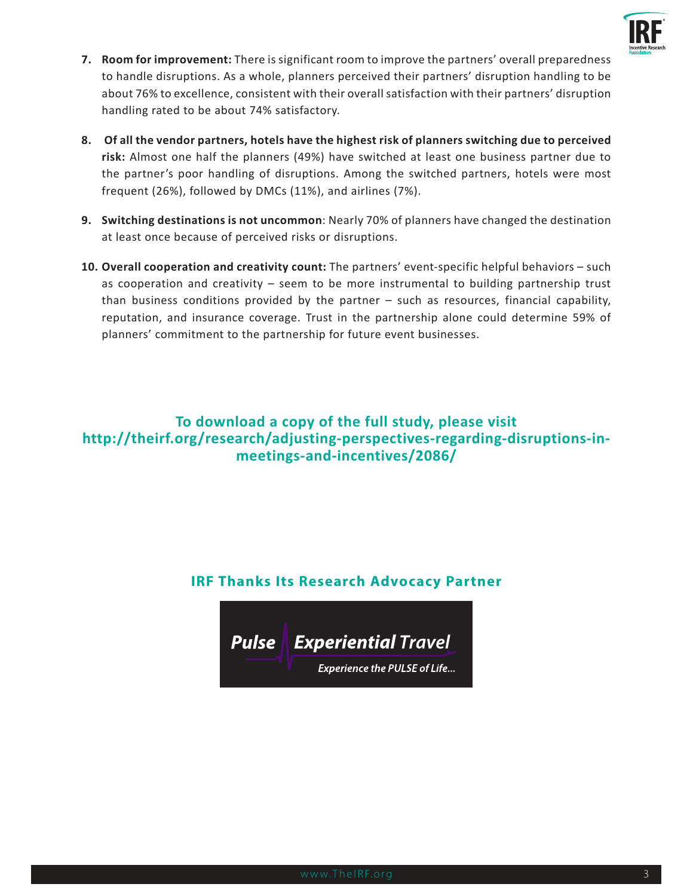7. **Room for improvement:** There is significant room to improve the partners' overall preparedness to handle disruptions. As a whole, planners perceived their partners' disruption handling to be about 76% to excellence, consistent with their overall satisfaction with their partners' disruption handling rated to be about 74% satisfactory.

8. **Of all the vendor partners, hotels have the highest risk of planners switching due to perceived risk:** Almost one half the planners (49%) have switched at least one business partner due to the partner's poor handling of disruptions. Among the switched partners, hotels were most frequent (26%), followed by DMCs (11%), and airlines (7%).

9. **Switching destinations is not uncommon**: Nearly 70% of planners have changed the destination at least once because of perceived risks or disruptions.

10. **Overall cooperation and creativity count:** The partners' event-specific helpful behaviors – such as cooperation and creativity – seem to be more instrumental to building partnership trust than business conditions provided by the partner – such as resources, financial capability, reputation, and insurance coverage. Trust in the partnership alone could determine 59% of planners' commitment to the partnership for future event businesses.

**To download a copy of the full study, please visit http://theirf.org/research/adjusting-perspectives-regarding-disruptions-in-meetings-and-incentives/2086/**

## IRF Thanks Its Research Advocacy Partner

Pulse Experiential Travel

*Experience the PULSE of Life...*